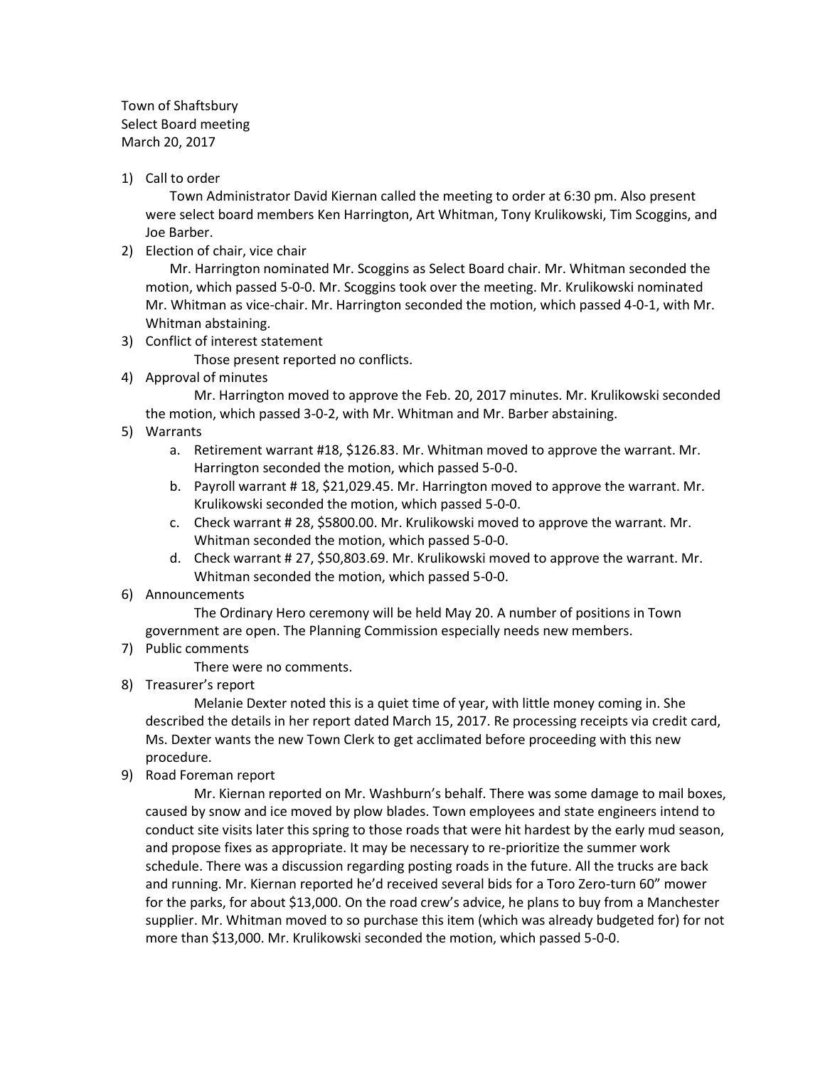Town of Shaftsbury
Select Board meeting
March 20, 2017

1) Call to order

   Town Administrator David Kiernan called the meeting to order at 6:30 pm. Also present were select board members Ken Harrington, Art Whitman, Tony Krulikowski, Tim Scoggins, and Joe Barber.

2) Election of chair, vice chair

   Mr. Harrington nominated Mr. Scoggins as Select Board chair. Mr. Whitman seconded the motion, which passed 5-0-0. Mr. Scoggins took over the meeting. Mr. Krulikowski nominated Mr. Whitman as vice-chair. Mr. Harrington seconded the motion, which passed 4-0-1, with Mr. Whitman abstaining.

3) Conflict of interest statement

   Those present reported no conflicts.

4) Approval of minutes

   Mr. Harrington moved to approve the Feb. 20, 2017 minutes. Mr. Krulikowski seconded the motion, which passed 3-0-2, with Mr. Whitman and Mr. Barber abstaining.

5) Warrants

   a. Retirement warrant #18, $126.83. Mr. Whitman moved to approve the warrant. Mr. Harrington seconded the motion, which passed 5-0-0.
   b. Payroll warrant # 18, $21,029.45. Mr. Harrington moved to approve the warrant. Mr. Krulikowski seconded the motion, which passed 5-0-0.
   c. Check warrant # 28, $5800.00. Mr. Krulikowski moved to approve the warrant. Mr. Whitman seconded the motion, which passed 5-0-0.
   d. Check warrant # 27, $50,803.69. Mr. Krulikowski moved to approve the warrant. Mr. Whitman seconded the motion, which passed 5-0-0.

6) Announcements

   The Ordinary Hero ceremony will be held May 20. A number of positions in Town government are open. The Planning Commission especially needs new members.

7) Public comments

   There were no comments.

8) Treasurer's report

   Melanie Dexter noted this is a quiet time of year, with little money coming in. She described the details in her report dated March 15, 2017. Re processing receipts via credit card, Ms. Dexter wants the new Town Clerk to get acclimated before proceeding with this new procedure.

9) Road Foreman report

   Mr. Kiernan reported on Mr. Washburn's behalf. There was some damage to mail boxes, caused by snow and ice moved by plow blades. Town employees and state engineers intend to conduct site visits later this spring to those roads that were hit hardest by the early mud season, and propose fixes as appropriate. It may be necessary to re-prioritize the summer work schedule. There was a discussion regarding posting roads in the future. All the trucks are back and running. Mr. Kiernan reported he'd received several bids for a Toro Zero-turn 60" mower for the parks, for about $13,000. On the road crew's advice, he plans to buy from a Manchester supplier. Mr. Whitman moved to so purchase this item (which was already budgeted for) for not more than $13,000. Mr. Krulikowski seconded the motion, which passed 5-0-0.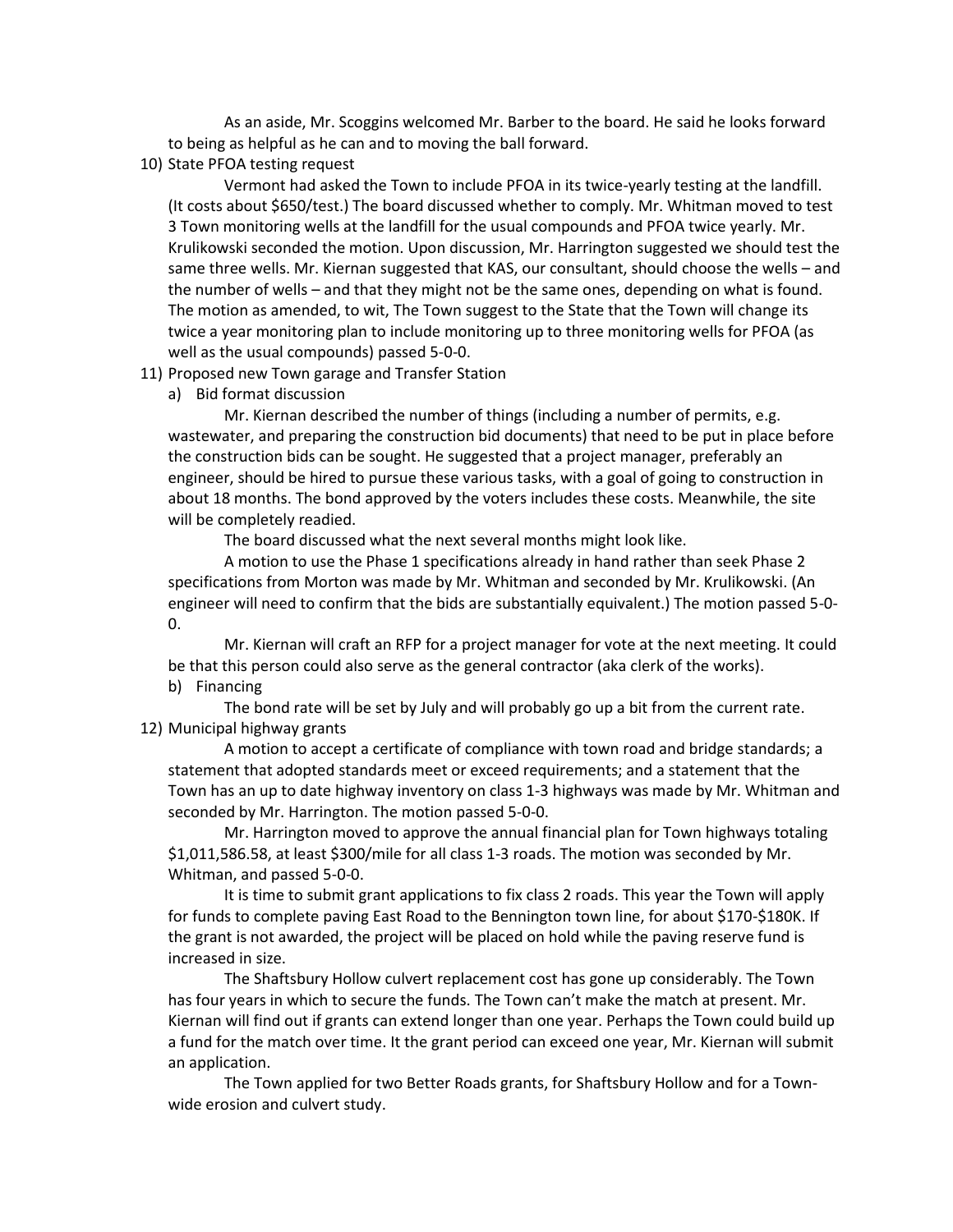As an aside, Mr. Scoggins welcomed Mr. Barber to the board. He said he looks forward to being as helpful as he can and to moving the ball forward.

10) State PFOA testing request

Vermont had asked the Town to include PFOA in its twice-yearly testing at the landfill. (It costs about $650/test.) The board discussed whether to comply. Mr. Whitman moved to test 3 Town monitoring wells at the landfill for the usual compounds and PFOA twice yearly. Mr. Krulikowski seconded the motion. Upon discussion, Mr. Harrington suggested we should test the same three wells. Mr. Kiernan suggested that KAS, our consultant, should choose the wells – and the number of wells – and that they might not be the same ones, depending on what is found. The motion as amended, to wit, The Town suggest to the State that the Town will change its twice a year monitoring plan to include monitoring up to three monitoring wells for PFOA (as well as the usual compounds) passed 5-0-0.

11) Proposed new Town garage and Transfer Station

a) Bid format discussion

Mr. Kiernan described the number of things (including a number of permits, e.g. wastewater, and preparing the construction bid documents) that need to be put in place before the construction bids can be sought. He suggested that a project manager, preferably an engineer, should be hired to pursue these various tasks, with a goal of going to construction in about 18 months. The bond approved by the voters includes these costs. Meanwhile, the site will be completely readied.

The board discussed what the next several months might look like.

A motion to use the Phase 1 specifications already in hand rather than seek Phase 2 specifications from Morton was made by Mr. Whitman and seconded by Mr. Krulikowski. (An engineer will need to confirm that the bids are substantially equivalent.) The motion passed 5-0-0.

Mr. Kiernan will craft an RFP for a project manager for vote at the next meeting. It could be that this person could also serve as the general contractor (aka clerk of the works).

b) Financing

The bond rate will be set by July and will probably go up a bit from the current rate.

12) Municipal highway grants

A motion to accept a certificate of compliance with town road and bridge standards; a statement that adopted standards meet or exceed requirements; and a statement that the Town has an up to date highway inventory on class 1-3 highways was made by Mr. Whitman and seconded by Mr. Harrington. The motion passed 5-0-0.

Mr. Harrington moved to approve the annual financial plan for Town highways totaling $1,011,586.58, at least $300/mile for all class 1-3 roads. The motion was seconded by Mr. Whitman, and passed 5-0-0.

It is time to submit grant applications to fix class 2 roads. This year the Town will apply for funds to complete paving East Road to the Bennington town line, for about $170-$180K. If the grant is not awarded, the project will be placed on hold while the paving reserve fund is increased in size.

The Shaftsbury Hollow culvert replacement cost has gone up considerably. The Town has four years in which to secure the funds. The Town can't make the match at present. Mr. Kiernan will find out if grants can extend longer than one year. Perhaps the Town could build up a fund for the match over time. It the grant period can exceed one year, Mr. Kiernan will submit an application.

The Town applied for two Better Roads grants, for Shaftsbury Hollow and for a Town-wide erosion and culvert study.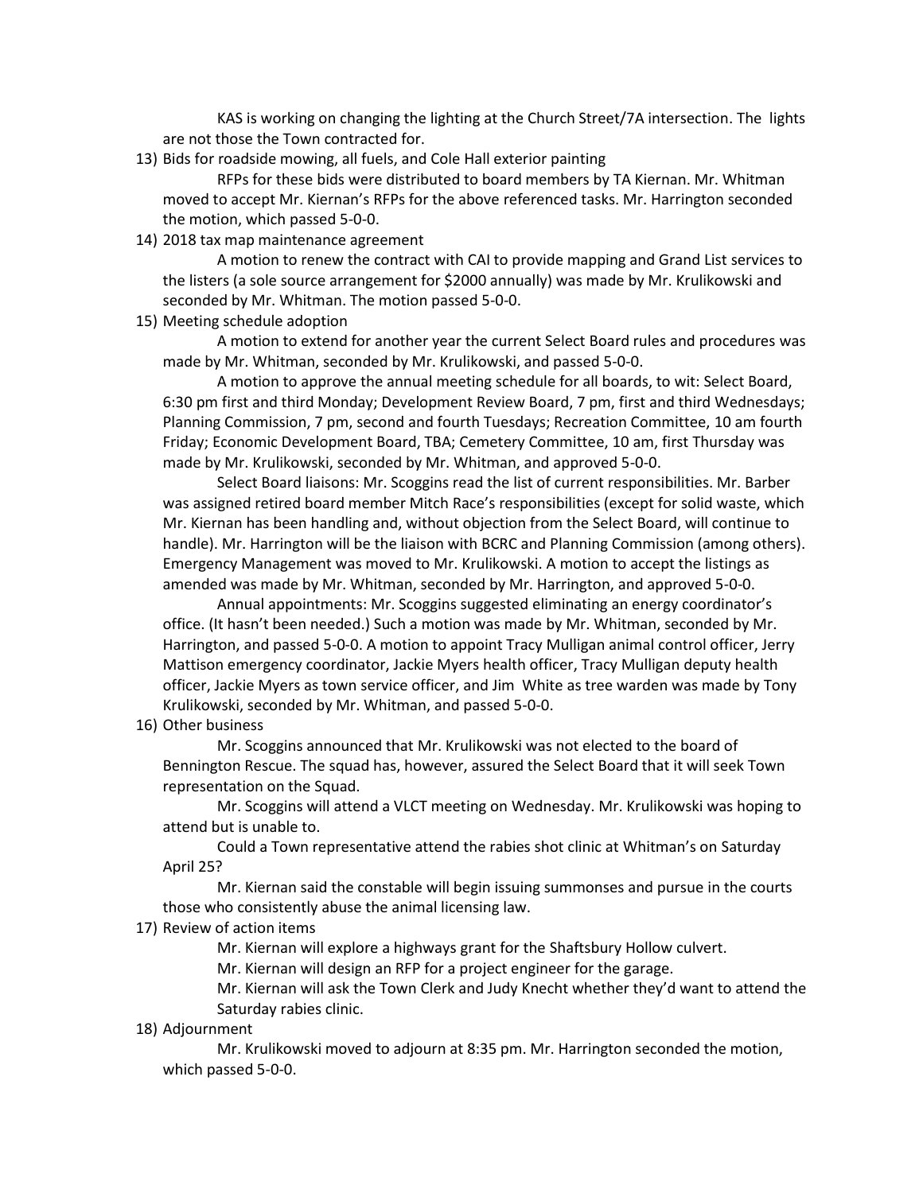KAS is working on changing the lighting at the Church Street/7A intersection. The lights are not those the Town contracted for.

13) Bids for roadside mowing, all fuels, and Cole Hall exterior painting

    RFPs for these bids were distributed to board members by TA Kiernan. Mr. Whitman moved to accept Mr. Kiernan's RFPs for the above referenced tasks. Mr. Harrington seconded the motion, which passed 5-0-0.

14) 2018 tax map maintenance agreement

    A motion to renew the contract with CAI to provide mapping and Grand List services to the listers (a sole source arrangement for $2000 annually) was made by Mr. Krulikowski and seconded by Mr. Whitman. The motion passed 5-0-0.

15) Meeting schedule adoption

    A motion to extend for another year the current Select Board rules and procedures was made by Mr. Whitman, seconded by Mr. Krulikowski, and passed 5-0-0.

    A motion to approve the annual meeting schedule for all boards, to wit: Select Board, 6:30 pm first and third Monday; Development Review Board, 7 pm, first and third Wednesdays; Planning Commission, 7 pm, second and fourth Tuesdays; Recreation Committee, 10 am fourth Friday; Economic Development Board, TBA; Cemetery Committee, 10 am, first Thursday was made by Mr. Krulikowski, seconded by Mr. Whitman, and approved 5-0-0.

    Select Board liaisons: Mr. Scoggins read the list of current responsibilities. Mr. Barber was assigned retired board member Mitch Race's responsibilities (except for solid waste, which Mr. Kiernan has been handling and, without objection from the Select Board, will continue to handle). Mr. Harrington will be the liaison with BCRC and Planning Commission (among others). Emergency Management was moved to Mr. Krulikowski. A motion to accept the listings as amended was made by Mr. Whitman, seconded by Mr. Harrington, and approved 5-0-0.

    Annual appointments: Mr. Scoggins suggested eliminating an energy coordinator's office. (It hasn't been needed.) Such a motion was made by Mr. Whitman, seconded by Mr. Harrington, and passed 5-0-0. A motion to appoint Tracy Mulligan animal control officer, Jerry Mattison emergency coordinator, Jackie Myers health officer, Tracy Mulligan deputy health officer, Jackie Myers as town service officer, and Jim White as tree warden was made by Tony Krulikowski, seconded by Mr. Whitman, and passed 5-0-0.

16) Other business

    Mr. Scoggins announced that Mr. Krulikowski was not elected to the board of Bennington Rescue. The squad has, however, assured the Select Board that it will seek Town representation on the Squad.

    Mr. Scoggins will attend a VLCT meeting on Wednesday. Mr. Krulikowski was hoping to attend but is unable to.

    Could a Town representative attend the rabies shot clinic at Whitman's on Saturday April 25?

    Mr. Kiernan said the constable will begin issuing summonses and pursue in the courts those who consistently abuse the animal licensing law.

17) Review of action items

    Mr. Kiernan will explore a highways grant for the Shaftsbury Hollow culvert.

    Mr. Kiernan will design an RFP for a project engineer for the garage.

    Mr. Kiernan will ask the Town Clerk and Judy Knecht whether they'd want to attend the Saturday rabies clinic.

18) Adjournment

    Mr. Krulikowski moved to adjourn at 8:35 pm. Mr. Harrington seconded the motion, which passed 5-0-0.